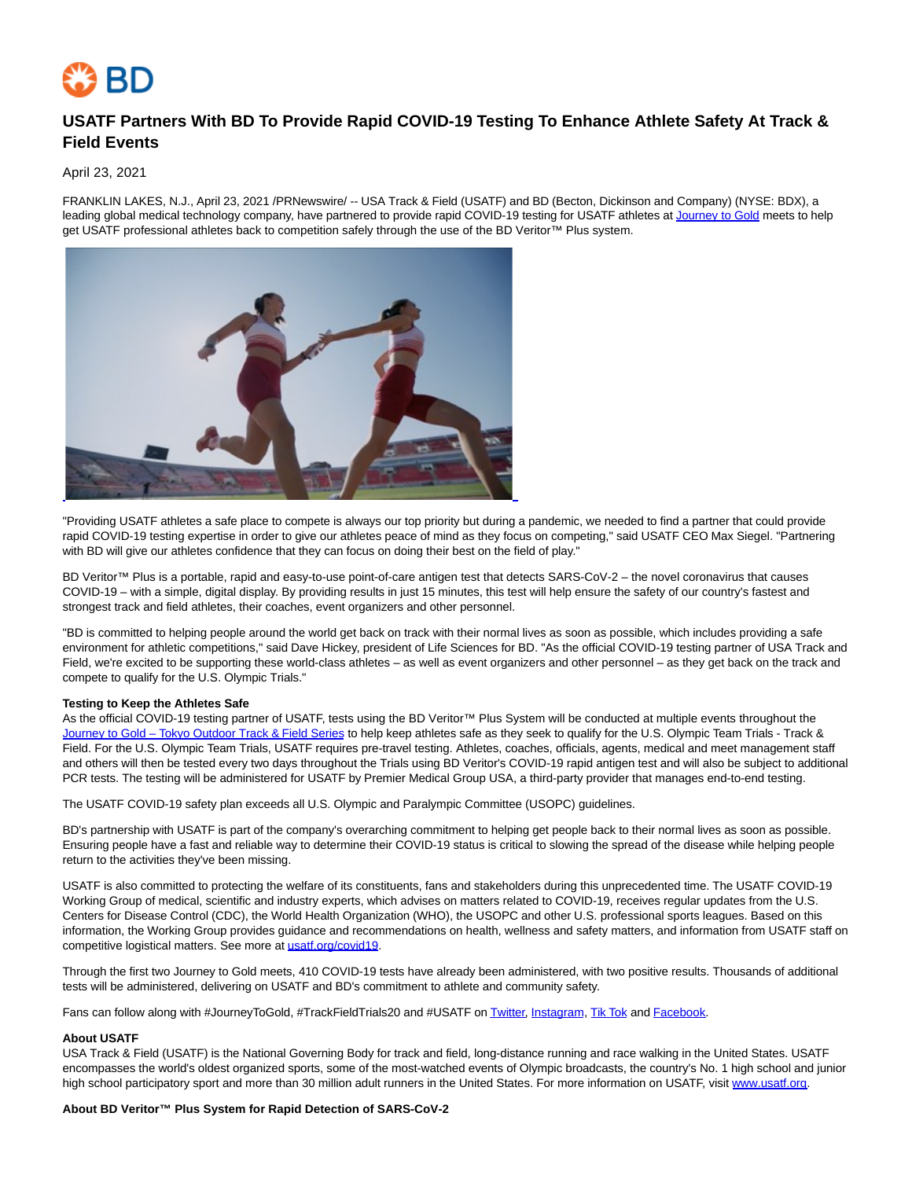# USATF Partners With BD To Provide Rapid COVID-19 Testing To Enhance Athlete Safety At Track & Field Events

April 23, 2021

FRANKLIN LAKES, N.J., April 23, 2021 /PRNewswire/ -- USA Track & Field (USATF) and BD (Becton, Dickinson and Company) (NYSE: BDX), a leading global medical technology company, have partnered to provide rapid COVID-19 testing for USATF athletes at Journey to Gold meets to help get USATF professional athletes back to competition safely through the use of the BD Veritor™ Plus system.

"Providing USATF athletes a safe place to compete is always our top priority but during a pandemic, we needed to find a partner that could provide rapid COVID-19 testing expertise in order to give our athletes peace of mind as they focus on competing," said USATF CEO Max Siegel. "Partnering with BD will give our athletes confidence that they can focus on doing their best on the field of play."

BD Veritor™ Plus is a portable, rapid and easy-to-use point-of-care antigen test that detects SARS-CoV-2 – the novel coronavirus that causes COVID-19 – with a simple, digital display. By providing results in just 15 minutes, this test will help ensure the safety of our country's fastest and strongest track and field athletes, their coaches, event organizers and other personnel.

"BD is committed to helping people around the world get back on track with their normal lives as soon as possible, which includes providing a safe environment for athletic competitions," said Dave Hickey, president of Life Sciences for BD. "As the official COVID-19 testing partner of USA Track and Field, we're excited to be supporting these world-class athletes – as well as event organizers and other personnel – as they get back on the track and compete to qualify for the U.S. Olympic Trials."

**Testing to Keep the Athletes Safe**
As the official COVID-19 testing partner of USATF, tests using the BD Veritor™ Plus System will be conducted at multiple events throughout the Journey to Gold – Tokyo Outdoor Track & Field Series to help keep athletes safe as they seek to qualify for the U.S. Olympic Team Trials - Track & Field. For the U.S. Olympic Team Trials, USATF requires pre-travel testing. Athletes, coaches, officials, agents, medical and meet management staff and others will then be tested every two days throughout the Trials using BD Veritor's COVID-19 rapid antigen test and will also be subject to additional PCR tests. The testing will be administered for USATF by Premier Medical Group USA, a third-party provider that manages end-to-end testing.

The USATF COVID-19 safety plan exceeds all U.S. Olympic and Paralympic Committee (USOPC) guidelines.

BD's partnership with USATF is part of the company's overarching commitment to helping get people back to their normal lives as soon as possible. Ensuring people have a fast and reliable way to determine their COVID-19 status is critical to slowing the spread of the disease while helping people return to the activities they've been missing.

USATF is also committed to protecting the welfare of its constituents, fans and stakeholders during this unprecedented time. The USATF COVID-19 Working Group of medical, scientific and industry experts, which advises on matters related to COVID-19, receives regular updates from the U.S. Centers for Disease Control (CDC), the World Health Organization (WHO), the USOPC and other U.S. professional sports leagues. Based on this information, the Working Group provides guidance and recommendations on health, wellness and safety matters, and information from USATF staff on competitive logistical matters. See more at usatf.org/covid19.

Through the first two Journey to Gold meets, 410 COVID-19 tests have already been administered, with two positive results. Thousands of additional tests will be administered, delivering on USATF and BD's commitment to athlete and community safety.

Fans can follow along with #JourneyToGold, #TrackFieldTrials20 and #USATF on Twitter, Instagram, Tik Tok and Facebook.

**About USATF**
USA Track & Field (USATF) is the National Governing Body for track and field, long-distance running and race walking in the United States. USATF encompasses the world's oldest organized sports, some of the most-watched events of Olympic broadcasts, the country's No. 1 high school and junior high school participatory sport and more than 30 million adult runners in the United States. For more information on USATF, visit www.usatf.org.

**About BD Veritor™ Plus System for Rapid Detection of SARS-CoV-2**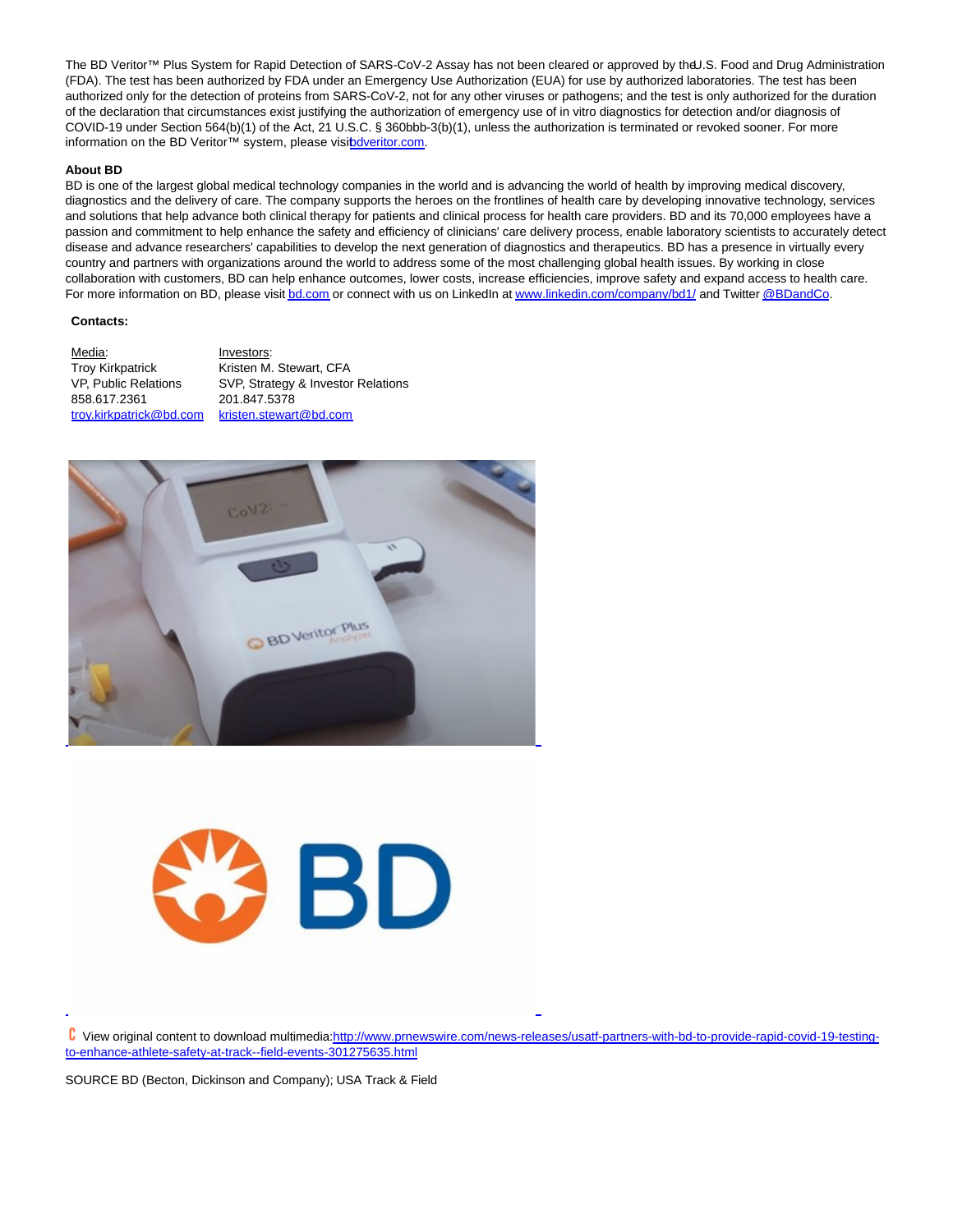The BD Veritor™ Plus System for Rapid Detection of SARS-CoV-2 Assay has not been cleared or approved by the U.S. Food and Drug Administration (FDA). The test has been authorized by FDA under an Emergency Use Authorization (EUA) for use by authorized laboratories. The test has been authorized only for the detection of proteins from SARS-CoV-2, not for any other viruses or pathogens; and the test is only authorized for the duration of the declaration that circumstances exist justifying the authorization of emergency use of in vitro diagnostics for detection and/or diagnosis of COVID-19 under Section 564(b)(1) of the Act, 21 U.S.C. § 360bbb-3(b)(1), unless the authorization is terminated or revoked sooner. For more information on the BD Veritor™ system, please visit bdveritor.com.

**About BD**

BD is one of the largest global medical technology companies in the world and is advancing the world of health by improving medical discovery, diagnostics and the delivery of care. The company supports the heroes on the frontlines of health care by developing innovative technology, services and solutions that help advance both clinical therapy for patients and clinical process for health care providers. BD and its 70,000 employees have a passion and commitment to help enhance the safety and efficiency of clinicians' care delivery process, enable laboratory scientists to accurately detect disease and advance researchers' capabilities to develop the next generation of diagnostics and therapeutics. BD has a presence in virtually every country and partners with organizations around the world to address some of the most challenging global health issues. By working in close collaboration with customers, BD can help enhance outcomes, lower costs, increase efficiencies, improve safety and expand access to health care. For more information on BD, please visit bd.com or connect with us on LinkedIn at www.linkedin.com/company/bd1/ and Twitter @BDandCo.

**Contacts:**

| Media: | Investors: |
| --- | --- |
| Troy Kirkpatrick | Kristen M. Stewart, CFA |
| VP, Public Relations | SVP, Strategy & Investor Relations |
| 858.617.2361 | 201.847.5378 |
| troy.kirkpatrick@bd.com | kristen.stewart@bd.com |

View original content to download multimedia:http://www.prnewswire.com/news-releases/usatf-partners-with-bd-to-provide-rapid-covid-19-testing-to-enhance-athlete-safety-at-track--field-events-301275635.html

SOURCE BD (Becton, Dickinson and Company); USA Track & Field